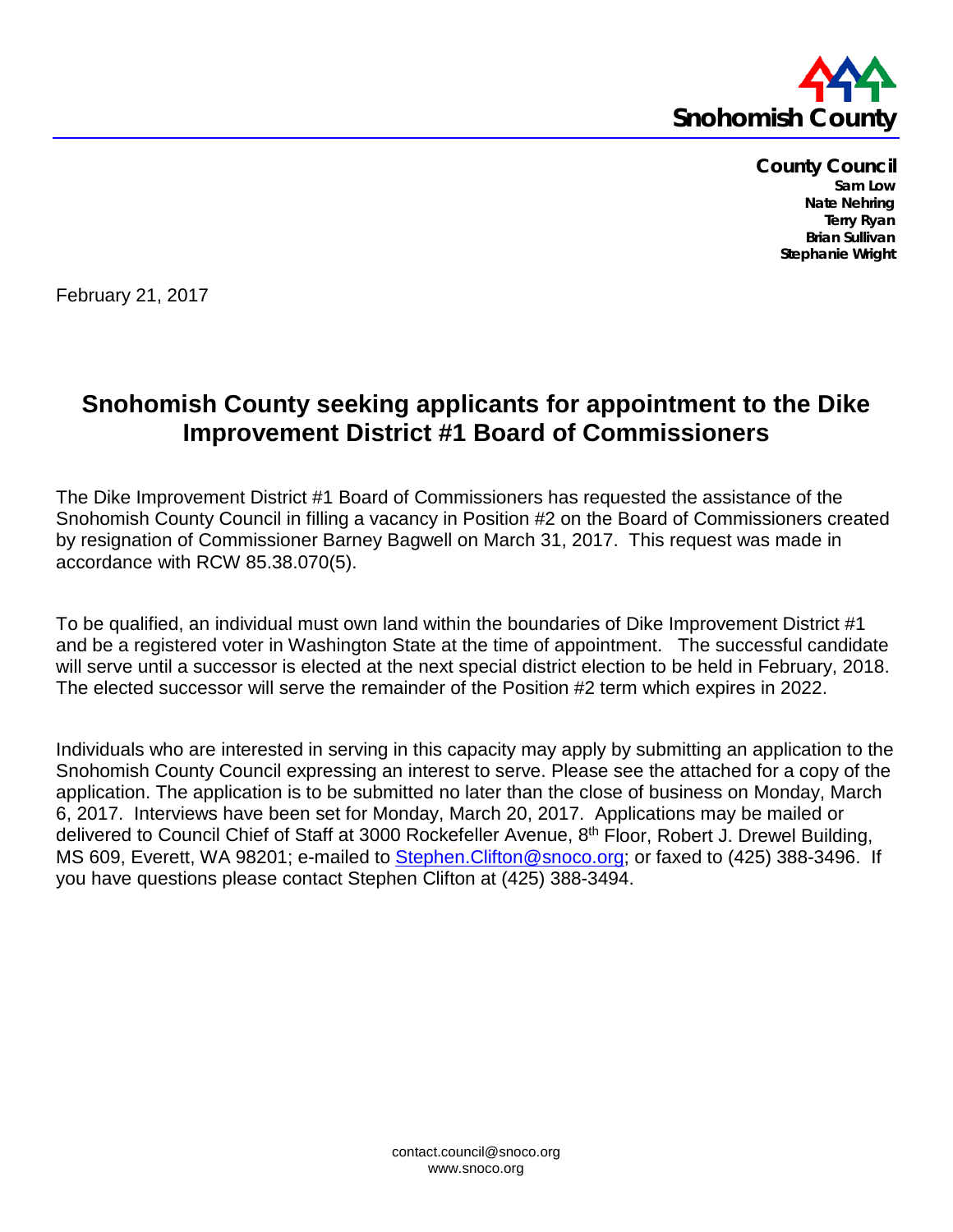Snohomish County

**County Council**
Sam Low
Nate Nehring
Terry Ryan
Brian Sullivan
Stephanie Wright

February 21, 2017

# Snohomish County seeking applicants for appointment to the Dike Improvement District #1 Board of Commissioners

The Dike Improvement District #1 Board of Commissioners has requested the assistance of the Snohomish County Council in filling a vacancy in Position #2 on the Board of Commissioners created by resignation of Commissioner Barney Bagwell on March 31, 2017. This request was made in accordance with RCW 85.38.070(5).

To be qualified, an individual must own land within the boundaries of Dike Improvement District #1 and be a registered voter in Washington State at the time of appointment. The successful candidate will serve until a successor is elected at the next special district election to be held in February, 2018. The elected successor will serve the remainder of the Position #2 term which expires in 2022.

Individuals who are interested in serving in this capacity may apply by submitting an application to the Snohomish County Council expressing an interest to serve. Please see the attached for a copy of the application. The application is to be submitted no later than the close of business on Monday, March 6, 2017. Interviews have been set for Monday, March 20, 2017. Applications may be mailed or delivered to Council Chief of Staff at 3000 Rockefeller Avenue, 8th Floor, Robert J. Drewel Building, MS 609, Everett, WA 98201; e-mailed to Stephen.Clifton@snoco.org; or faxed to (425) 388-3496. If you have questions please contact Stephen Clifton at (425) 388-3494.

contact.council@snoco.org
www.snoco.org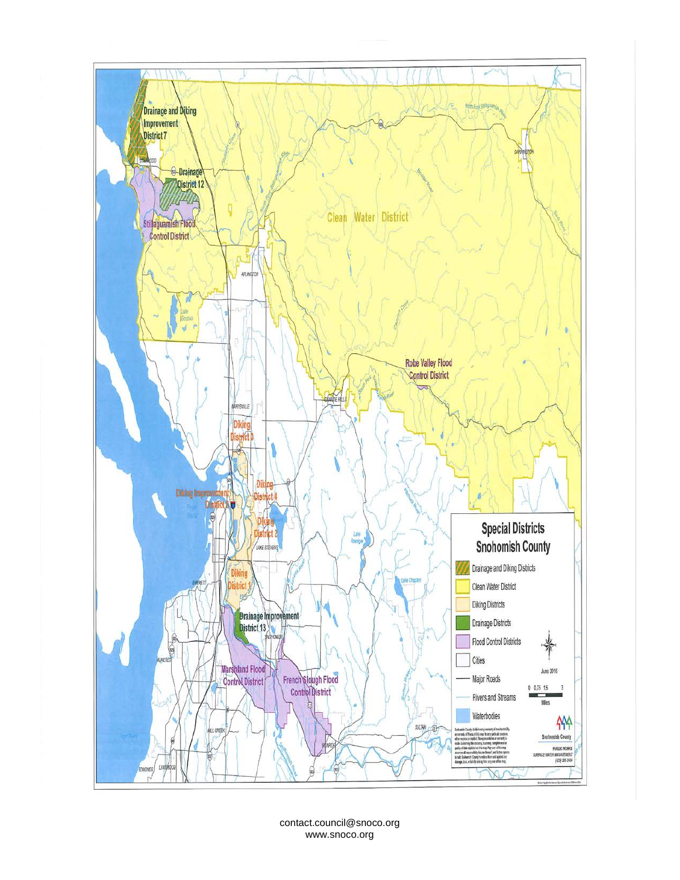Drainage and Diking Improvement District 7

Drainage District 12

Stillaguamish Flood Control District

Clean Water District

Robe Valley Flood Control District

Diking District 3

Diking Improvement District 5

Diking District 4

Diking District 2

Diking District 1

Drainage Improvement District 13

Marshland Flood Control District

French Slough Flood Control District

## Special Districts Snohomish County

- Drainage and Diking Districts
- Clean Water District
- Diking Districts
- Drainage Districts
- Flood Control Districts
- Cities
- Major Roads
- Rivers and Streams
- Waterbodies

June 2016

0 0.75 1.5 3 Miles

Snohomish County PUBLIC WORKS SURFACE WATER MANAGEMENT

contact.council@snoco.org
www.snoco.org